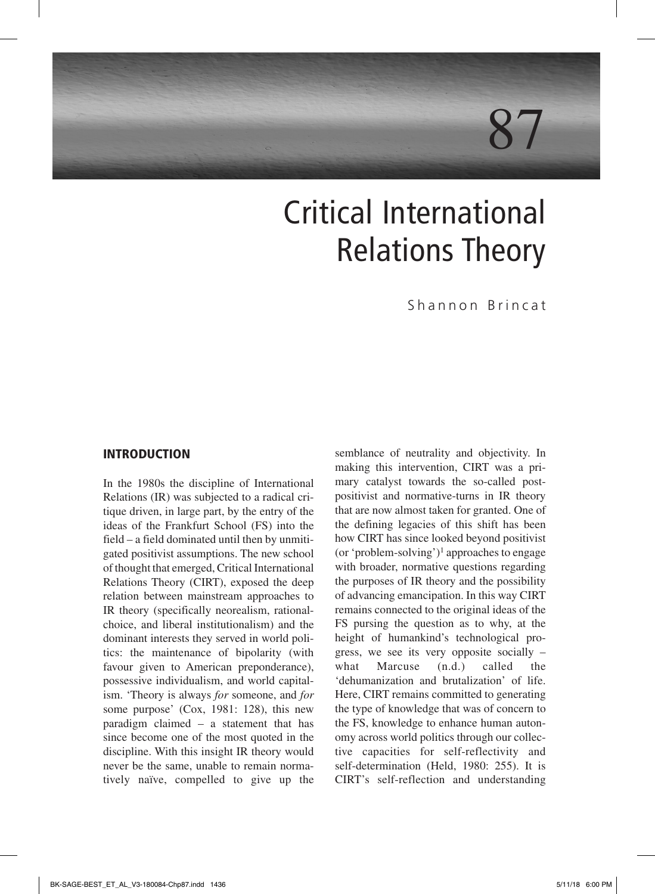# 87

# Critical International Relations Theory

Shannon Brincat

## INTRODUCTION

In the 1980s the discipline of International Relations (IR) was subjected to a radical critique driven, in large part, by the entry of the ideas of the Frankfurt School (FS) into the field – a field dominated until then by unmitigated positivist assumptions. The new school of thought that emerged, Critical International Relations Theory (CIRT), exposed the deep relation between mainstream approaches to IR theory (specifically neorealism, rational-choice, and liberal institutionalism) and the dominant interests they served in world politics: the maintenance of bipolarity (with favour given to American preponderance), possessive individualism, and world capitalism. 'Theory is always *for* someone, and *for* some purpose' (Cox, 1981: 128), this new paradigm claimed – a statement that has since become one of the most quoted in the discipline. With this insight IR theory would never be the same, unable to remain normatively naïve, compelled to give up the semblance of neutrality and objectivity. In making this intervention, CIRT was a primary catalyst towards the so-called post-positivist and normative-turns in IR theory that are now almost taken for granted. One of the defining legacies of this shift has been how CIRT has since looked beyond positivist (or 'problem-solving')[1] approaches to engage with broader, normative questions regarding the purposes of IR theory and the possibility of advancing emancipation. In this way CIRT remains connected to the original ideas of the FS pursing the question as to why, at the height of humankind's technological progress, we see its very opposite socially – what Marcuse (n.d.) called the 'dehumanization and brutalization' of life. Here, CIRT remains committed to generating the type of knowledge that was of concern to the FS, knowledge to enhance human autonomy across world politics through our collective capacities for self-reflectivity and self-determination (Held, 1980: 255). It is CIRT's self-reflection and understanding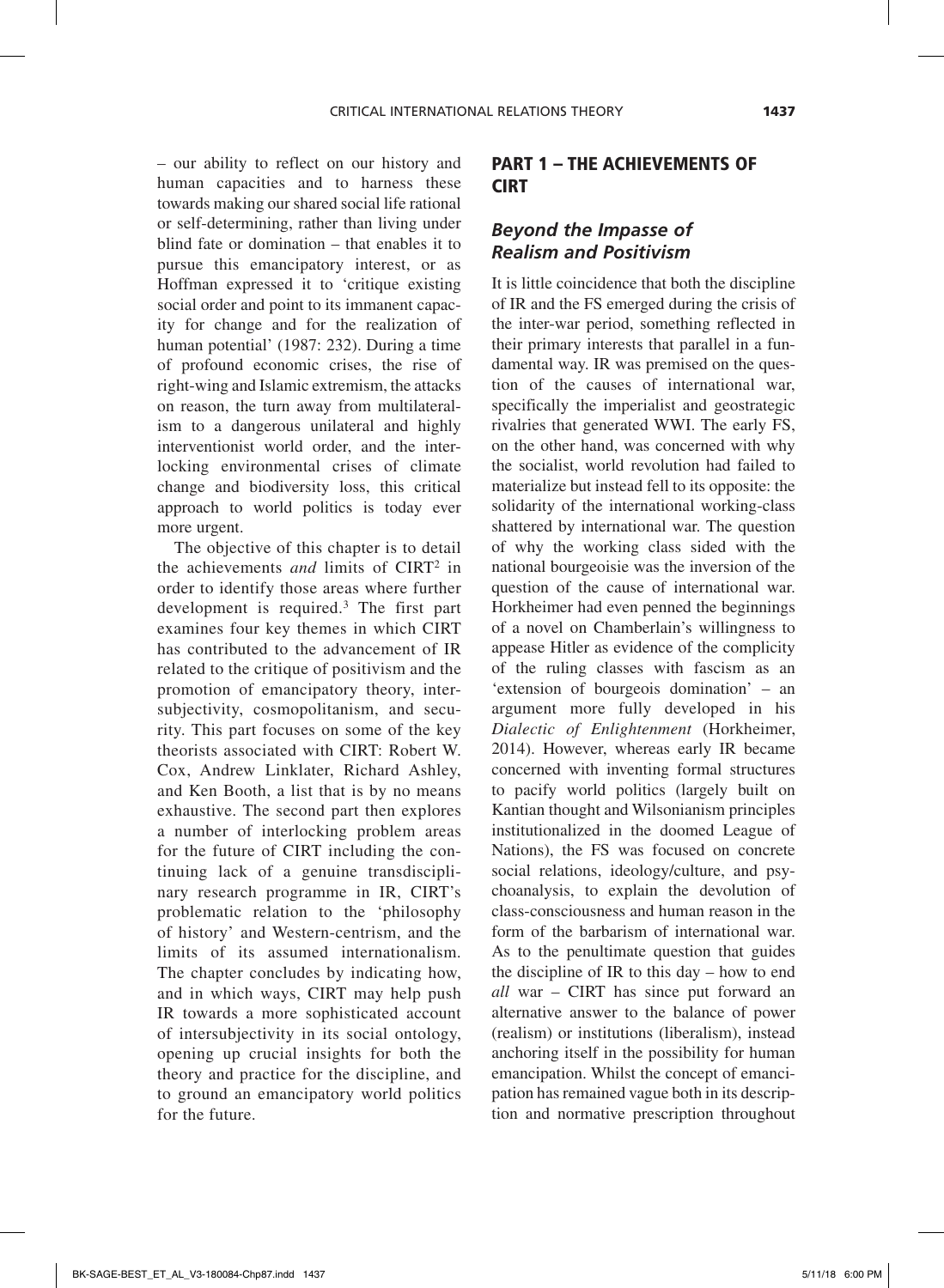– our ability to reflect on our history and human capacities and to harness these towards making our shared social life rational or self-determining, rather than living under blind fate or domination – that enables it to pursue this emancipatory interest, or as Hoffman expressed it to 'critique existing social order and point to its immanent capacity for change and for the realization of human potential' (1987: 232). During a time of profound economic crises, the rise of right-wing and Islamic extremism, the attacks on reason, the turn away from multilateralism to a dangerous unilateral and highly interventionist world order, and the interlocking environmental crises of climate change and biodiversity loss, this critical approach to world politics is today ever more urgent.

The objective of this chapter is to detail the achievements *and* limits of CIRT[2] in order to identify those areas where further development is required.[3] The first part examines four key themes in which CIRT has contributed to the advancement of IR related to the critique of positivism and the promotion of emancipatory theory, intersubjectivity, cosmopolitanism, and security. This part focuses on some of the key theorists associated with CIRT: Robert W. Cox, Andrew Linklater, Richard Ashley, and Ken Booth, a list that is by no means exhaustive. The second part then explores a number of interlocking problem areas for the future of CIRT including the continuing lack of a genuine transdisciplinary research programme in IR, CIRT's problematic relation to the 'philosophy of history' and Western-centrism, and the limits of its assumed internationalism. The chapter concludes by indicating how, and in which ways, CIRT may help push IR towards a more sophisticated account of intersubjectivity in its social ontology, opening up crucial insights for both the theory and practice for the discipline, and to ground an emancipatory world politics for the future.

## PART 1 – THE ACHIEVEMENTS OF CIRT

### *Beyond the Impasse of Realism and Positivism*

It is little coincidence that both the discipline of IR and the FS emerged during the crisis of the inter-war period, something reflected in their primary interests that parallel in a fundamental way. IR was premised on the question of the causes of international war, specifically the imperialist and geostrategic rivalries that generated WWI. The early FS, on the other hand, was concerned with why the socialist, world revolution had failed to materialize but instead fell to its opposite: the solidarity of the international working-class shattered by international war. The question of why the working class sided with the national bourgeoisie was the inversion of the question of the cause of international war. Horkheimer had even penned the beginnings of a novel on Chamberlain's willingness to appease Hitler as evidence of the complicity of the ruling classes with fascism as an 'extension of bourgeois domination' – an argument more fully developed in his *Dialectic of Enlightenment* (Horkheimer, 2014). However, whereas early IR became concerned with inventing formal structures to pacify world politics (largely built on Kantian thought and Wilsonianism principles institutionalized in the doomed League of Nations), the FS was focused on concrete social relations, ideology/culture, and psychoanalysis, to explain the devolution of class-consciousness and human reason in the form of the barbarism of international war. As to the penultimate question that guides the discipline of IR to this day – how to end *all* war – CIRT has since put forward an alternative answer to the balance of power (realism) or institutions (liberalism), instead anchoring itself in the possibility for human emancipation. Whilst the concept of emancipation has remained vague both in its description and normative prescription throughout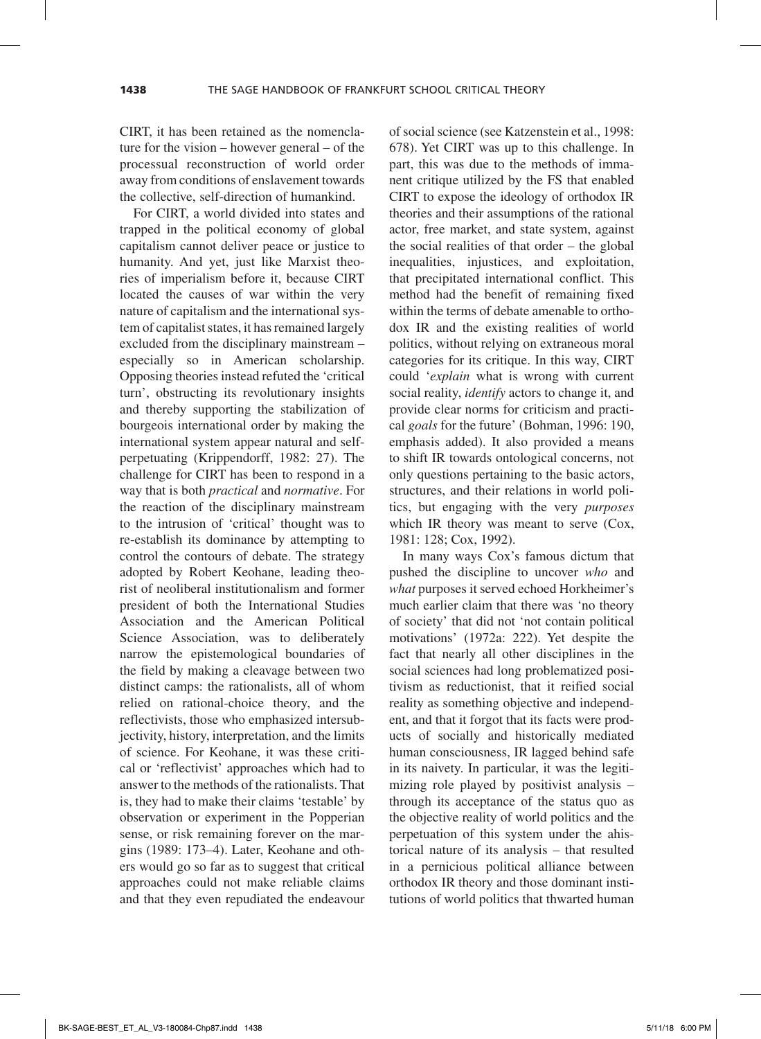CIRT, it has been retained as the nomenclature for the vision – however general – of the processual reconstruction of world order away from conditions of enslavement towards the collective, self-direction of humankind.

For CIRT, a world divided into states and trapped in the political economy of global capitalism cannot deliver peace or justice to humanity. And yet, just like Marxist theories of imperialism before it, because CIRT located the causes of war within the very nature of capitalism and the international system of capitalist states, it has remained largely excluded from the disciplinary mainstream – especially so in American scholarship. Opposing theories instead refuted the 'critical turn', obstructing its revolutionary insights and thereby supporting the stabilization of bourgeois international order by making the international system appear natural and self-perpetuating (Krippendorff, 1982: 27). The challenge for CIRT has been to respond in a way that is both *practical* and *normative*. For the reaction of the disciplinary mainstream to the intrusion of 'critical' thought was to re-establish its dominance by attempting to control the contours of debate. The strategy adopted by Robert Keohane, leading theorist of neoliberal institutionalism and former president of both the International Studies Association and the American Political Science Association, was to deliberately narrow the epistemological boundaries of the field by making a cleavage between two distinct camps: the rationalists, all of whom relied on rational-choice theory, and the reflectivists, those who emphasized intersubjectivity, history, interpretation, and the limits of science. For Keohane, it was these critical or 'reflectivist' approaches which had to answer to the methods of the rationalists. That is, they had to make their claims 'testable' by observation or experiment in the Popperian sense, or risk remaining forever on the margins (1989: 173–4). Later, Keohane and others would go so far as to suggest that critical approaches could not make reliable claims and that they even repudiated the endeavour of social science (see Katzenstein et al., 1998: 678). Yet CIRT was up to this challenge. In part, this was due to the methods of immanent critique utilized by the FS that enabled CIRT to expose the ideology of orthodox IR theories and their assumptions of the rational actor, free market, and state system, against the social realities of that order – the global inequalities, injustices, and exploitation, that precipitated international conflict. This method had the benefit of remaining fixed within the terms of debate amenable to orthodox IR and the existing realities of world politics, without relying on extraneous moral categories for its critique. In this way, CIRT could '*explain* what is wrong with current social reality, *identify* actors to change it, and provide clear norms for criticism and practical *goals* for the future' (Bohman, 1996: 190, emphasis added). It also provided a means to shift IR towards ontological concerns, not only questions pertaining to the basic actors, structures, and their relations in world politics, but engaging with the very *purposes* which IR theory was meant to serve (Cox, 1981: 128; Cox, 1992).

In many ways Cox's famous dictum that pushed the discipline to uncover *who* and *what* purposes it served echoed Horkheimer's much earlier claim that there was 'no theory of society' that did not 'not contain political motivations' (1972a: 222). Yet despite the fact that nearly all other disciplines in the social sciences had long problematized positivism as reductionist, that it reified social reality as something objective and independent, and that it forgot that its facts were products of socially and historically mediated human consciousness, IR lagged behind safe in its naivety. In particular, it was the legitimizing role played by positivist analysis – through its acceptance of the status quo as the objective reality of world politics and the perpetuation of this system under the ahistorical nature of its analysis – that resulted in a pernicious political alliance between orthodox IR theory and those dominant institutions of world politics that thwarted human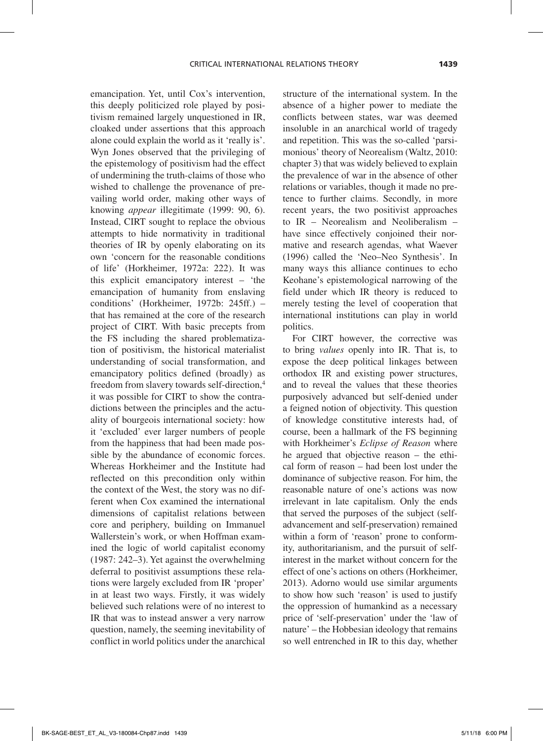emancipation. Yet, until Cox's intervention, this deeply politicized role played by positivism remained largely unquestioned in IR, cloaked under assertions that this approach alone could explain the world as it 'really is'. Wyn Jones observed that the privileging of the epistemology of positivism had the effect of undermining the truth-claims of those who wished to challenge the provenance of prevailing world order, making other ways of knowing *appear* illegitimate (1999: 90, 6). Instead, CIRT sought to replace the obvious attempts to hide normativity in traditional theories of IR by openly elaborating on its own 'concern for the reasonable conditions of life' (Horkheimer, 1972a: 222). It was this explicit emancipatory interest – 'the emancipation of humanity from enslaving conditions' (Horkheimer, 1972b: 245ff.) – that has remained at the core of the research project of CIRT. With basic precepts from the FS including the shared problematization of positivism, the historical materialist understanding of social transformation, and emancipatory politics defined (broadly) as freedom from slavery towards self-direction,[4] it was possible for CIRT to show the contradictions between the principles and the actuality of bourgeois international society: how it 'excluded' ever larger numbers of people from the happiness that had been made possible by the abundance of economic forces. Whereas Horkheimer and the Institute had reflected on this precondition only within the context of the West, the story was no different when Cox examined the international dimensions of capitalist relations between core and periphery, building on Immanuel Wallerstein's work, or when Hoffman examined the logic of world capitalist economy (1987: 242–3). Yet against the overwhelming deferral to positivist assumptions these relations were largely excluded from IR 'proper' in at least two ways. Firstly, it was widely believed such relations were of no interest to IR that was to instead answer a very narrow question, namely, the seeming inevitability of conflict in world politics under the anarchical structure of the international system. In the absence of a higher power to mediate the conflicts between states, war was deemed insoluble in an anarchical world of tragedy and repetition. This was the so-called 'parsimonious' theory of Neorealism (Waltz, 2010: chapter 3) that was widely believed to explain the prevalence of war in the absence of other relations or variables, though it made no pretence to further claims. Secondly, in more recent years, the two positivist approaches to IR – Neorealism and Neoliberalism – have since effectively conjoined their normative and research agendas, what Waever (1996) called the 'Neo–Neo Synthesis'. In many ways this alliance continues to echo Keohane's epistemological narrowing of the field under which IR theory is reduced to merely testing the level of cooperation that international institutions can play in world politics.

For CIRT however, the corrective was to bring *values* openly into IR. That is, to expose the deep political linkages between orthodox IR and existing power structures, and to reveal the values that these theories purposively advanced but self-denied under a feigned notion of objectivity. This question of knowledge constitutive interests had, of course, been a hallmark of the FS beginning with Horkheimer's *Eclipse of Reason* where he argued that objective reason – the ethical form of reason – had been lost under the dominance of subjective reason. For him, the reasonable nature of one's actions was now irrelevant in late capitalism. Only the ends that served the purposes of the subject (self-advancement and self-preservation) remained within a form of 'reason' prone to conformity, authoritarianism, and the pursuit of self-interest in the market without concern for the effect of one's actions on others (Horkheimer, 2013). Adorno would use similar arguments to show how such 'reason' is used to justify the oppression of humankind as a necessary price of 'self-preservation' under the 'law of nature' – the Hobbesian ideology that remains so well entrenched in IR to this day, whether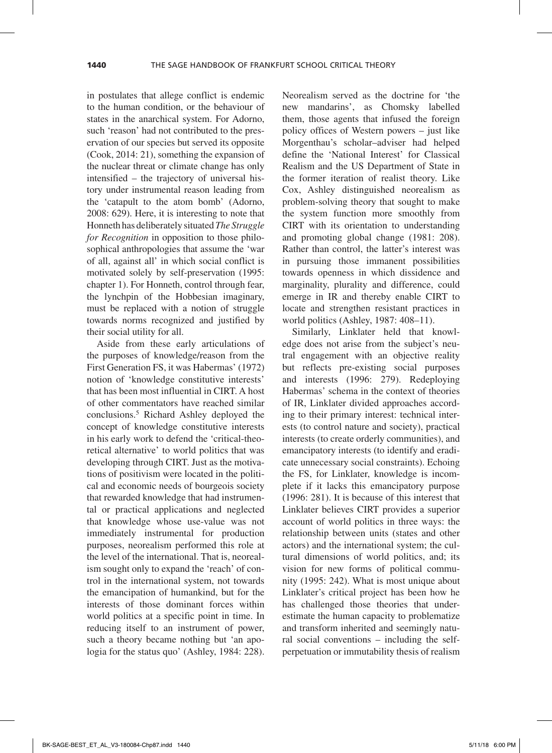in postulates that allege conflict is endemic to the human condition, or the behaviour of states in the anarchical system. For Adorno, such 'reason' had not contributed to the preservation of our species but served its opposite (Cook, 2014: 21), something the expansion of the nuclear threat or climate change has only intensified – the trajectory of universal history under instrumental reason leading from the 'catapult to the atom bomb' (Adorno, 2008: 629). Here, it is interesting to note that Honneth has deliberately situated *The Struggle for Recognition* in opposition to those philosophical anthropologies that assume the 'war of all, against all' in which social conflict is motivated solely by self-preservation (1995: chapter 1). For Honneth, control through fear, the lynchpin of the Hobbesian imaginary, must be replaced with a notion of struggle towards norms recognized and justified by their social utility for all.

Aside from these early articulations of the purposes of knowledge/reason from the First Generation FS, it was Habermas' (1972) notion of 'knowledge constitutive interests' that has been most influential in CIRT. A host of other commentators have reached similar conclusions.[5] Richard Ashley deployed the concept of knowledge constitutive interests in his early work to defend the 'critical-theoretical alternative' to world politics that was developing through CIRT. Just as the motivations of positivism were located in the political and economic needs of bourgeois society that rewarded knowledge that had instrumental or practical applications and neglected that knowledge whose use-value was not immediately instrumental for production purposes, neorealism performed this role at the level of the international. That is, neorealism sought only to expand the 'reach' of control in the international system, not towards the emancipation of humankind, but for the interests of those dominant forces within world politics at a specific point in time. In reducing itself to an instrument of power, such a theory became nothing but 'an apologia for the status quo' (Ashley, 1984: 228). Neorealism served as the doctrine for 'the new mandarins', as Chomsky labelled them, those agents that infused the foreign policy offices of Western powers – just like Morgenthau's scholar–adviser had helped define the 'National Interest' for Classical Realism and the US Department of State in the former iteration of realist theory. Like Cox, Ashley distinguished neorealism as problem-solving theory that sought to make the system function more smoothly from CIRT with its orientation to understanding and promoting global change (1981: 208). Rather than control, the latter's interest was in pursuing those immanent possibilities towards openness in which dissidence and marginality, plurality and difference, could emerge in IR and thereby enable CIRT to locate and strengthen resistant practices in world politics (Ashley, 1987: 408–11).

Similarly, Linklater held that knowledge does not arise from the subject's neutral engagement with an objective reality but reflects pre-existing social purposes and interests (1996: 279). Redeploying Habermas' schema in the context of theories of IR, Linklater divided approaches according to their primary interest: technical interests (to control nature and society), practical interests (to create orderly communities), and emancipatory interests (to identify and eradicate unnecessary social constraints). Echoing the FS, for Linklater, knowledge is incomplete if it lacks this emancipatory purpose (1996: 281). It is because of this interest that Linklater believes CIRT provides a superior account of world politics in three ways: the relationship between units (states and other actors) and the international system; the cultural dimensions of world politics, and; its vision for new forms of political community (1995: 242). What is most unique about Linklater's critical project has been how he has challenged those theories that underestimate the human capacity to problematize and transform inherited and seemingly natural social conventions – including the self-perpetuation or immutability thesis of realism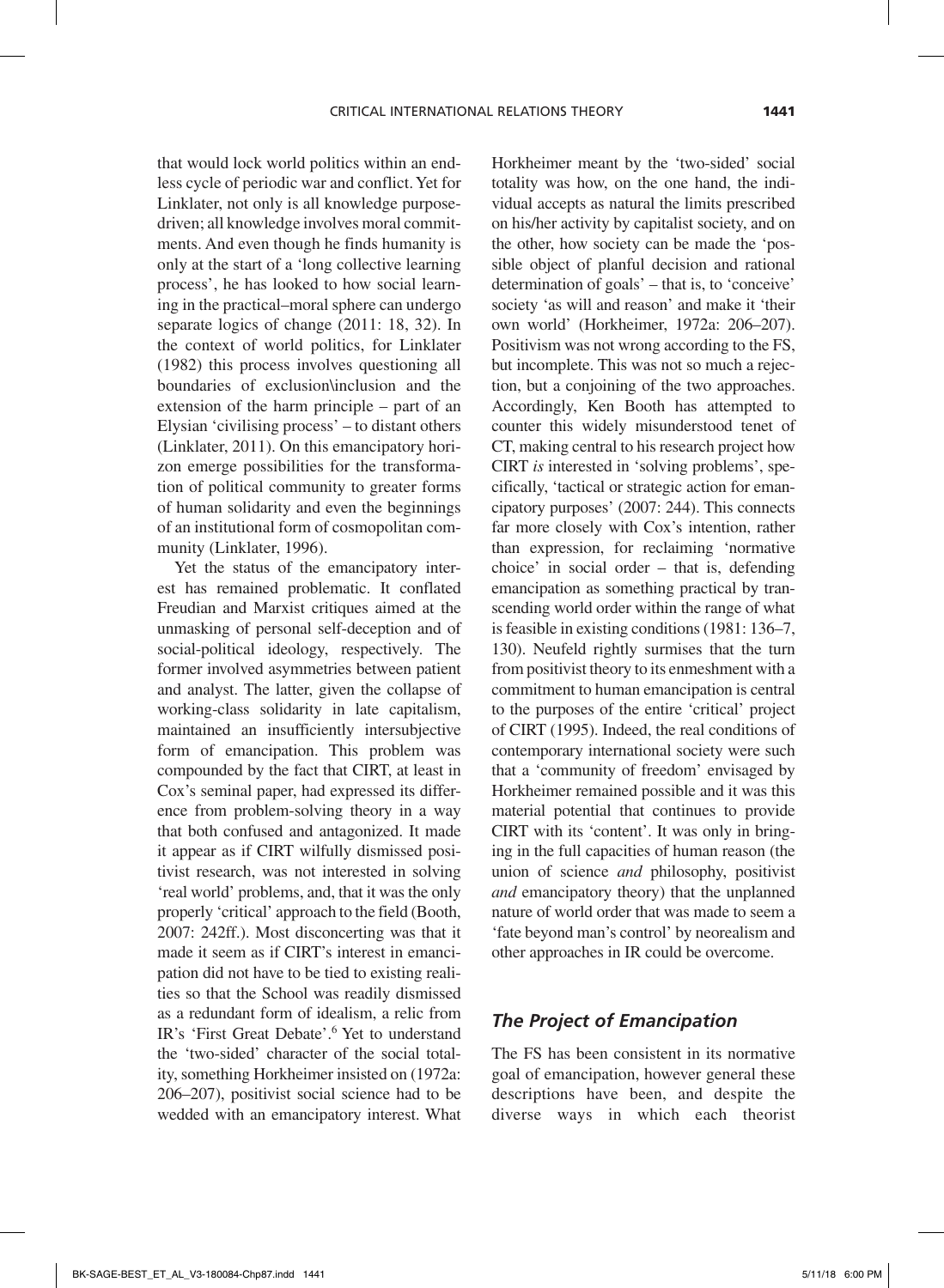that would lock world politics within an endless cycle of periodic war and conflict. Yet for Linklater, not only is all knowledge purpose-driven; all knowledge involves moral commitments. And even though he finds humanity is only at the start of a 'long collective learning process', he has looked to how social learning in the practical–moral sphere can undergo separate logics of change (2011: 18, 32). In the context of world politics, for Linklater (1982) this process involves questioning all boundaries of exclusion\inclusion and the extension of the harm principle – part of an Elysian 'civilising process' – to distant others (Linklater, 2011). On this emancipatory horizon emerge possibilities for the transformation of political community to greater forms of human solidarity and even the beginnings of an institutional form of cosmopolitan community (Linklater, 1996).

Yet the status of the emancipatory interest has remained problematic. It conflated Freudian and Marxist critiques aimed at the unmasking of personal self-deception and of social-political ideology, respectively. The former involved asymmetries between patient and analyst. The latter, given the collapse of working-class solidarity in late capitalism, maintained an insufficiently intersubjective form of emancipation. This problem was compounded by the fact that CIRT, at least in Cox's seminal paper, had expressed its difference from problem-solving theory in a way that both confused and antagonized. It made it appear as if CIRT wilfully dismissed positivist research, was not interested in solving 'real world' problems, and, that it was the only properly 'critical' approach to the field (Booth, 2007: 242ff.). Most disconcerting was that it made it seem as if CIRT's interest in emancipation did not have to be tied to existing realities so that the School was readily dismissed as a redundant form of idealism, a relic from IR's 'First Great Debate'.[6] Yet to understand the 'two-sided' character of the social totality, something Horkheimer insisted on (1972a: 206–207), positivist social science had to be wedded with an emancipatory interest. What Horkheimer meant by the 'two-sided' social totality was how, on the one hand, the individual accepts as natural the limits prescribed on his/her activity by capitalist society, and on the other, how society can be made the 'possible object of planful decision and rational determination of goals' – that is, to 'conceive' society 'as will and reason' and make it 'their own world' (Horkheimer, 1972a: 206–207). Positivism was not wrong according to the FS, but incomplete. This was not so much a rejection, but a conjoining of the two approaches. Accordingly, Ken Booth has attempted to counter this widely misunderstood tenet of CT, making central to his research project how CIRT *is* interested in 'solving problems', specifically, 'tactical or strategic action for emancipatory purposes' (2007: 244). This connects far more closely with Cox's intention, rather than expression, for reclaiming 'normative choice' in social order – that is, defending emancipation as something practical by transcending world order within the range of what is feasible in existing conditions (1981: 136–7, 130). Neufeld rightly surmises that the turn from positivist theory to its enmeshment with a commitment to human emancipation is central to the purposes of the entire 'critical' project of CIRT (1995). Indeed, the real conditions of contemporary international society were such that a 'community of freedom' envisaged by Horkheimer remained possible and it was this material potential that continues to provide CIRT with its 'content'. It was only in bringing in the full capacities of human reason (the union of science *and* philosophy, positivist *and* emancipatory theory) that the unplanned nature of world order that was made to seem a 'fate beyond man's control' by neorealism and other approaches in IR could be overcome.

## *The Project of Emancipation*

The FS has been consistent in its normative goal of emancipation, however general these descriptions have been, and despite the diverse ways in which each theorist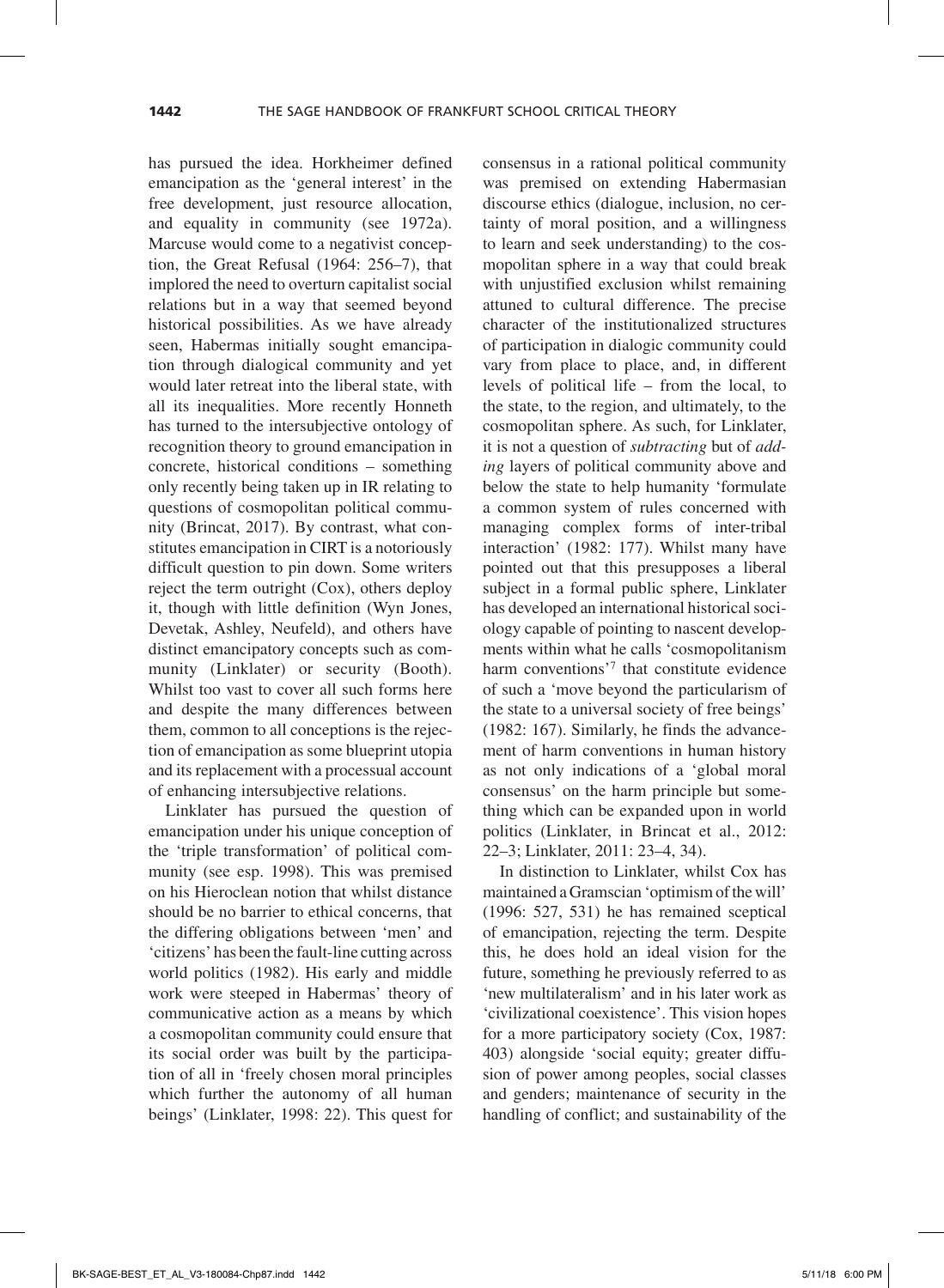has pursued the idea. Horkheimer defined emancipation as the 'general interest' in the free development, just resource allocation, and equality in community (see 1972a). Marcuse would come to a negativist conception, the Great Refusal (1964: 256–7), that implored the need to overturn capitalist social relations but in a way that seemed beyond historical possibilities. As we have already seen, Habermas initially sought emancipation through dialogical community and yet would later retreat into the liberal state, with all its inequalities. More recently Honneth has turned to the intersubjective ontology of recognition theory to ground emancipation in concrete, historical conditions – something only recently being taken up in IR relating to questions of cosmopolitan political community (Brincat, 2017). By contrast, what constitutes emancipation in CIRT is a notoriously difficult question to pin down. Some writers reject the term outright (Cox), others deploy it, though with little definition (Wyn Jones, Devetak, Ashley, Neufeld), and others have distinct emancipatory concepts such as community (Linklater) or security (Booth). Whilst too vast to cover all such forms here and despite the many differences between them, common to all conceptions is the rejection of emancipation as some blueprint utopia and its replacement with a processual account of enhancing intersubjective relations.

Linklater has pursued the question of emancipation under his unique conception of the 'triple transformation' of political community (see esp. 1998). This was premised on his Hieroclean notion that whilst distance should be no barrier to ethical concerns, that the differing obligations between 'men' and 'citizens' has been the fault-line cutting across world politics (1982). His early and middle work were steeped in Habermas' theory of communicative action as a means by which a cosmopolitan community could ensure that its social order was built by the participation of all in 'freely chosen moral principles which further the autonomy of all human beings' (Linklater, 1998: 22). This quest for consensus in a rational political community was premised on extending Habermasian discourse ethics (dialogue, inclusion, no certainty of moral position, and a willingness to learn and seek understanding) to the cosmopolitan sphere in a way that could break with unjustified exclusion whilst remaining attuned to cultural difference. The precise character of the institutionalized structures of participation in dialogic community could vary from place to place, and, in different levels of political life – from the local, to the state, to the region, and ultimately, to the cosmopolitan sphere. As such, for Linklater, it is not a question of *subtracting* but of *adding* layers of political community above and below the state to help humanity 'formulate a common system of rules concerned with managing complex forms of inter-tribal interaction' (1982: 177). Whilst many have pointed out that this presupposes a liberal subject in a formal public sphere, Linklater has developed an international historical sociology capable of pointing to nascent developments within what he calls 'cosmopolitanism harm conventions'[7] that constitute evidence of such a 'move beyond the particularism of the state to a universal society of free beings' (1982: 167). Similarly, he finds the advancement of harm conventions in human history as not only indications of a 'global moral consensus' on the harm principle but something which can be expanded upon in world politics (Linklater, in Brincat et al., 2012: 22–3; Linklater, 2011: 23–4, 34).

In distinction to Linklater, whilst Cox has maintained a Gramscian 'optimism of the will' (1996: 527, 531) he has remained sceptical of emancipation, rejecting the term. Despite this, he does hold an ideal vision for the future, something he previously referred to as 'new multilateralism' and in his later work as 'civilizational coexistence'. This vision hopes for a more participatory society (Cox, 1987: 403) alongside 'social equity; greater diffusion of power among peoples, social classes and genders; maintenance of security in the handling of conflict; and sustainability of the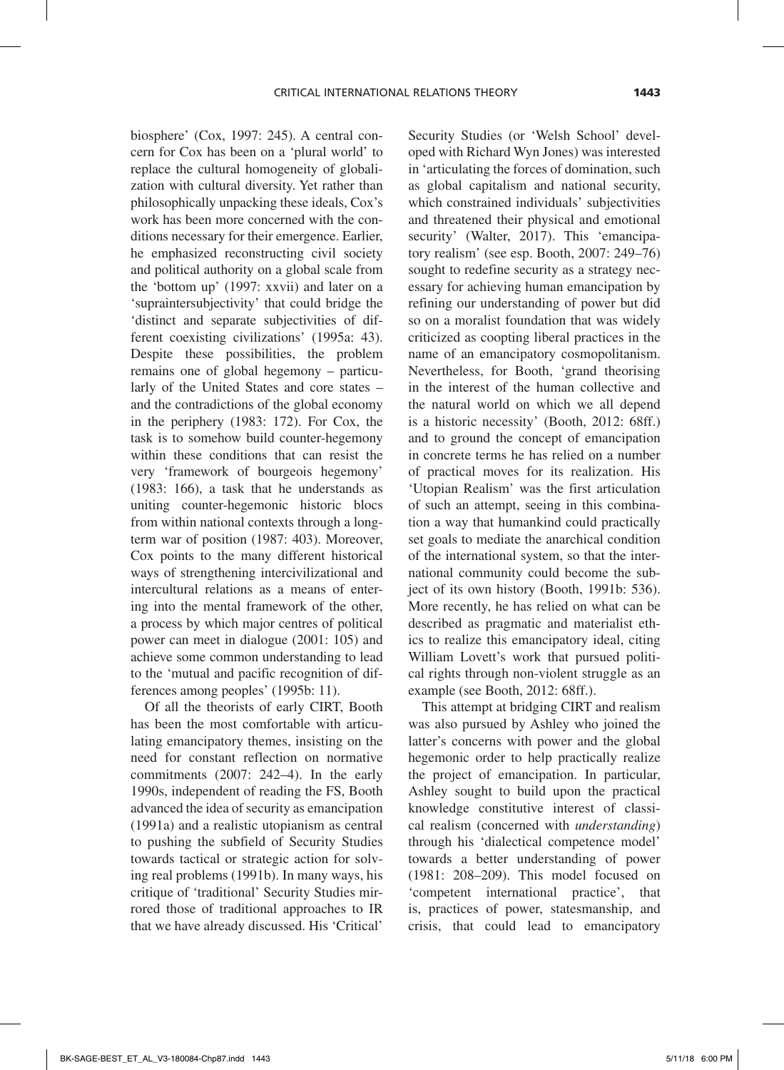biosphere' (Cox, 1997: 245). A central concern for Cox has been on a 'plural world' to replace the cultural homogeneity of globalization with cultural diversity. Yet rather than philosophically unpacking these ideals, Cox's work has been more concerned with the conditions necessary for their emergence. Earlier, he emphasized reconstructing civil society and political authority on a global scale from the 'bottom up' (1997: xxvii) and later on a 'supraintersubjectivity' that could bridge the 'distinct and separate subjectivities of different coexisting civilizations' (1995a: 43). Despite these possibilities, the problem remains one of global hegemony – particularly of the United States and core states – and the contradictions of the global economy in the periphery (1983: 172). For Cox, the task is to somehow build counter-hegemony within these conditions that can resist the very 'framework of bourgeois hegemony' (1983: 166), a task that he understands as uniting counter-hegemonic historic blocs from within national contexts through a long-term war of position (1987: 403). Moreover, Cox points to the many different historical ways of strengthening intercivilizational and intercultural relations as a means of entering into the mental framework of the other, a process by which major centres of political power can meet in dialogue (2001: 105) and achieve some common understanding to lead to the 'mutual and pacific recognition of differences among peoples' (1995b: 11).

Of all the theorists of early CIRT, Booth has been the most comfortable with articulating emancipatory themes, insisting on the need for constant reflection on normative commitments (2007: 242–4). In the early 1990s, independent of reading the FS, Booth advanced the idea of security as emancipation (1991a) and a realistic utopianism as central to pushing the subfield of Security Studies towards tactical or strategic action for solving real problems (1991b). In many ways, his critique of 'traditional' Security Studies mirrored those of traditional approaches to IR that we have already discussed. His 'Critical' Security Studies (or 'Welsh School' developed with Richard Wyn Jones) was interested in 'articulating the forces of domination, such as global capitalism and national security, which constrained individuals' subjectivities and threatened their physical and emotional security' (Walter, 2017). This 'emancipatory realism' (see esp. Booth, 2007: 249–76) sought to redefine security as a strategy necessary for achieving human emancipation by refining our understanding of power but did so on a moralist foundation that was widely criticized as coopting liberal practices in the name of an emancipatory cosmopolitanism. Nevertheless, for Booth, 'grand theorising in the interest of the human collective and the natural world on which we all depend is a historic necessity' (Booth, 2012: 68ff.) and to ground the concept of emancipation in concrete terms he has relied on a number of practical moves for its realization. His 'Utopian Realism' was the first articulation of such an attempt, seeing in this combination a way that humankind could practically set goals to mediate the anarchical condition of the international system, so that the international community could become the subject of its own history (Booth, 1991b: 536). More recently, he has relied on what can be described as pragmatic and materialist ethics to realize this emancipatory ideal, citing William Lovett's work that pursued political rights through non-violent struggle as an example (see Booth, 2012: 68ff.).

This attempt at bridging CIRT and realism was also pursued by Ashley who joined the latter's concerns with power and the global hegemonic order to help practically realize the project of emancipation. In particular, Ashley sought to build upon the practical knowledge constitutive interest of classical realism (concerned with *understanding*) through his 'dialectical competence model' towards a better understanding of power (1981: 208–209). This model focused on 'competent international practice', that is, practices of power, statesmanship, and crisis, that could lead to emancipatory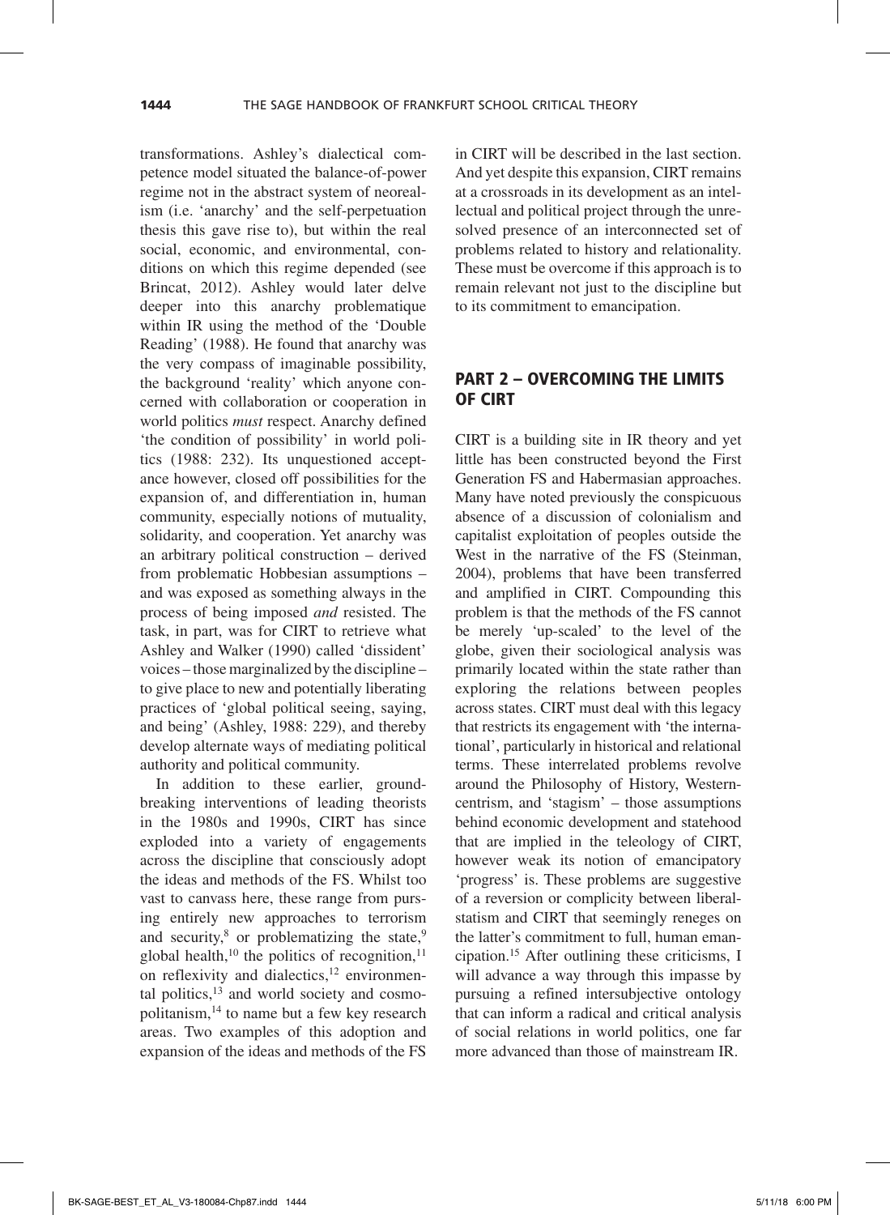transformations. Ashley's dialectical competence model situated the balance-of-power regime not in the abstract system of neorealism (i.e. 'anarchy' and the self-perpetuation thesis this gave rise to), but within the real social, economic, and environmental, conditions on which this regime depended (see Brincat, 2012). Ashley would later delve deeper into this anarchy problematique within IR using the method of the 'Double Reading' (1988). He found that anarchy was the very compass of imaginable possibility, the background 'reality' which anyone concerned with collaboration or cooperation in world politics *must* respect. Anarchy defined 'the condition of possibility' in world politics (1988: 232). Its unquestioned acceptance however, closed off possibilities for the expansion of, and differentiation in, human community, especially notions of mutuality, solidarity, and cooperation. Yet anarchy was an arbitrary political construction – derived from problematic Hobbesian assumptions – and was exposed as something always in the process of being imposed *and* resisted. The task, in part, was for CIRT to retrieve what Ashley and Walker (1990) called 'dissident' voices – those marginalized by the discipline – to give place to new and potentially liberating practices of 'global political seeing, saying, and being' (Ashley, 1988: 229), and thereby develop alternate ways of mediating political authority and political community.

In addition to these earlier, groundbreaking interventions of leading theorists in the 1980s and 1990s, CIRT has since exploded into a variety of engagements across the discipline that consciously adopt the ideas and methods of the FS. Whilst too vast to canvass here, these range from pursing entirely new approaches to terrorism and security,[8] or problematizing the state,[9] global health,[10] the politics of recognition,[11] on reflexivity and dialectics,[12] environmental politics,[13] and world society and cosmopolitanism,[14] to name but a few key research areas. Two examples of this adoption and expansion of the ideas and methods of the FS in CIRT will be described in the last section. And yet despite this expansion, CIRT remains at a crossroads in its development as an intellectual and political project through the unresolved presence of an interconnected set of problems related to history and relationality. These must be overcome if this approach is to remain relevant not just to the discipline but to its commitment to emancipation.

## PART 2 – OVERCOMING THE LIMITS OF CIRT

CIRT is a building site in IR theory and yet little has been constructed beyond the First Generation FS and Habermasian approaches. Many have noted previously the conspicuous absence of a discussion of colonialism and capitalist exploitation of peoples outside the West in the narrative of the FS (Steinman, 2004), problems that have been transferred and amplified in CIRT. Compounding this problem is that the methods of the FS cannot be merely 'up-scaled' to the level of the globe, given their sociological analysis was primarily located within the state rather than exploring the relations between peoples across states. CIRT must deal with this legacy that restricts its engagement with 'the international', particularly in historical and relational terms. These interrelated problems revolve around the Philosophy of History, Western-centrism, and 'stagism' – those assumptions behind economic development and statehood that are implied in the teleology of CIRT, however weak its notion of emancipatory 'progress' is. These problems are suggestive of a reversion or complicity between liberal-statism and CIRT that seemingly reneges on the latter's commitment to full, human emancipation.[15] After outlining these criticisms, I will advance a way through this impasse by pursuing a refined intersubjective ontology that can inform a radical and critical analysis of social relations in world politics, one far more advanced than those of mainstream IR.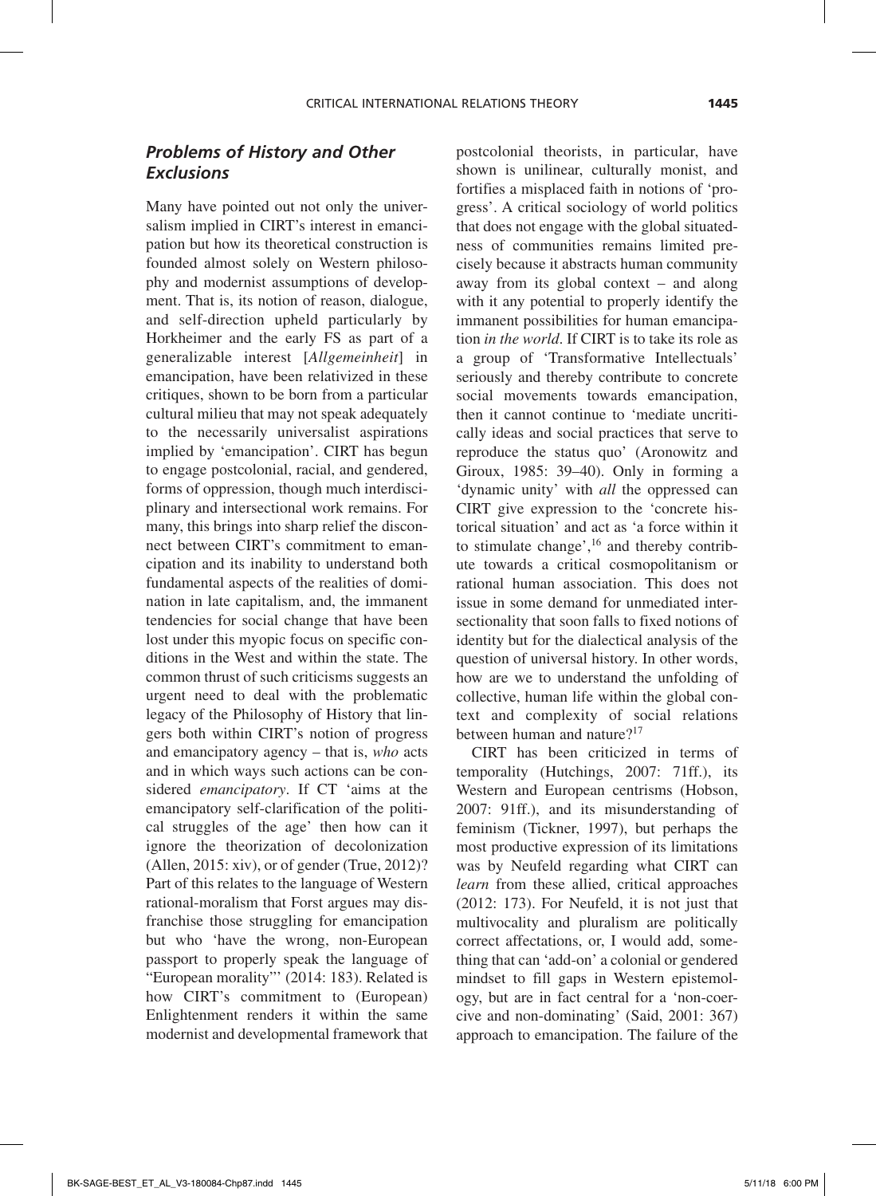### *Problems of History and Other Exclusions*

Many have pointed out not only the universalism implied in CIRT's interest in emancipation but how its theoretical construction is founded almost solely on Western philosophy and modernist assumptions of development. That is, its notion of reason, dialogue, and self-direction upheld particularly by Horkheimer and the early FS as part of a generalizable interest [*Allgemeinheit*] in emancipation, have been relativized in these critiques, shown to be born from a particular cultural milieu that may not speak adequately to the necessarily universalist aspirations implied by 'emancipation'. CIRT has begun to engage postcolonial, racial, and gendered, forms of oppression, though much interdisciplinary and intersectional work remains. For many, this brings into sharp relief the disconnect between CIRT's commitment to emancipation and its inability to understand both fundamental aspects of the realities of domination in late capitalism, and, the immanent tendencies for social change that have been lost under this myopic focus on specific conditions in the West and within the state. The common thrust of such criticisms suggests an urgent need to deal with the problematic legacy of the Philosophy of History that lingers both within CIRT's notion of progress and emancipatory agency – that is, *who* acts and in which ways such actions can be considered *emancipatory*. If CT 'aims at the emancipatory self-clarification of the political struggles of the age' then how can it ignore the theorization of decolonization (Allen, 2015: xiv), or of gender (True, 2012)? Part of this relates to the language of Western rational-moralism that Forst argues may disfranchise those struggling for emancipation but who 'have the wrong, non-European passport to properly speak the language of "European morality"' (2014: 183). Related is how CIRT's commitment to (European) Enlightenment renders it within the same modernist and developmental framework that postcolonial theorists, in particular, have shown is unilinear, culturally monist, and fortifies a misplaced faith in notions of 'progress'. A critical sociology of world politics that does not engage with the global situatedness of communities remains limited precisely because it abstracts human community away from its global context – and along with it any potential to properly identify the immanent possibilities for human emancipation *in the world*. If CIRT is to take its role as a group of 'Transformative Intellectuals' seriously and thereby contribute to concrete social movements towards emancipation, then it cannot continue to 'mediate uncritically ideas and social practices that serve to reproduce the status quo' (Aronowitz and Giroux, 1985: 39–40). Only in forming a 'dynamic unity' with *all* the oppressed can CIRT give expression to the 'concrete historical situation' and act as 'a force within it to stimulate change',[16] and thereby contribute towards a critical cosmopolitanism or rational human association. This does not issue in some demand for unmediated intersectionality that soon falls to fixed notions of identity but for the dialectical analysis of the question of universal history. In other words, how are we to understand the unfolding of collective, human life within the global context and complexity of social relations between human and nature?[17]

CIRT has been criticized in terms of temporality (Hutchings, 2007: 71ff.), its Western and European centrisms (Hobson, 2007: 91ff.), and its misunderstanding of feminism (Tickner, 1997), but perhaps the most productive expression of its limitations was by Neufeld regarding what CIRT can *learn* from these allied, critical approaches (2012: 173). For Neufeld, it is not just that multivocality and pluralism are politically correct affectations, or, I would add, something that can 'add-on' a colonial or gendered mindset to fill gaps in Western epistemology, but are in fact central for a 'non-coercive and non-dominating' (Said, 2001: 367) approach to emancipation. The failure of the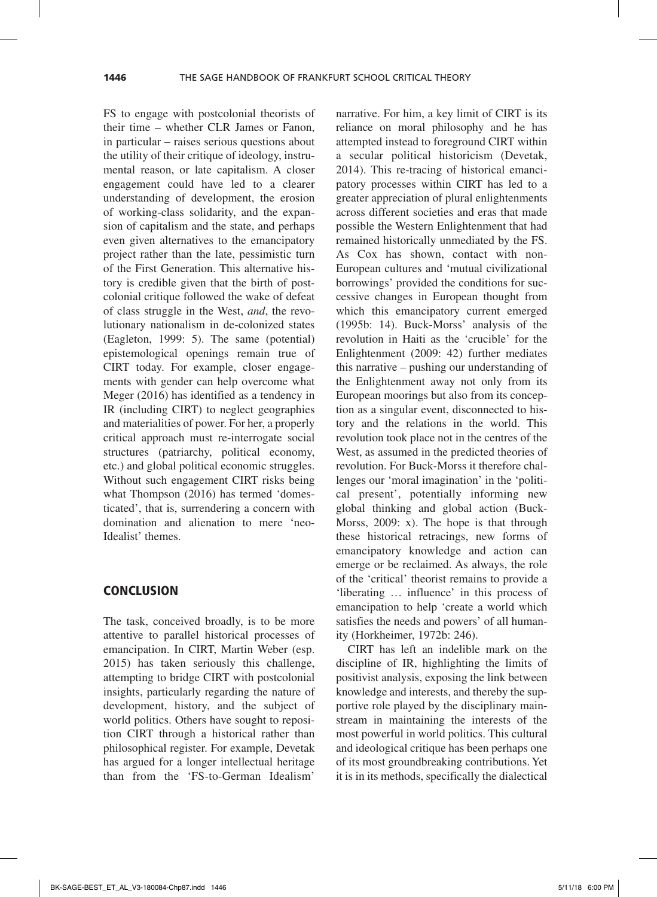FS to engage with postcolonial theorists of their time – whether CLR James or Fanon, in particular – raises serious questions about the utility of their critique of ideology, instrumental reason, or late capitalism. A closer engagement could have led to a clearer understanding of development, the erosion of working-class solidarity, and the expansion of capitalism and the state, and perhaps even given alternatives to the emancipatory project rather than the late, pessimistic turn of the First Generation. This alternative history is credible given that the birth of postcolonial critique followed the wake of defeat of class struggle in the West, *and*, the revolutionary nationalism in de-colonized states (Eagleton, 1999: 5). The same (potential) epistemological openings remain true of CIRT today. For example, closer engagements with gender can help overcome what Meger (2016) has identified as a tendency in IR (including CIRT) to neglect geographies and materialities of power. For her, a properly critical approach must re-interrogate social structures (patriarchy, political economy, etc.) and global political economic struggles. Without such engagement CIRT risks being what Thompson (2016) has termed 'domesticated', that is, surrendering a concern with domination and alienation to mere 'neo-Idealist' themes.

## CONCLUSION

The task, conceived broadly, is to be more attentive to parallel historical processes of emancipation. In CIRT, Martin Weber (esp. 2015) has taken seriously this challenge, attempting to bridge CIRT with postcolonial insights, particularly regarding the nature of development, history, and the subject of world politics. Others have sought to reposition CIRT through a historical rather than philosophical register. For example, Devetak has argued for a longer intellectual heritage than from the 'FS-to-German Idealism' narrative. For him, a key limit of CIRT is its reliance on moral philosophy and he has attempted instead to foreground CIRT within a secular political historicism (Devetak, 2014). This re-tracing of historical emancipatory processes within CIRT has led to a greater appreciation of plural enlightenments across different societies and eras that made possible the Western Enlightenment that had remained historically unmediated by the FS. As Cox has shown, contact with non-European cultures and 'mutual civilizational borrowings' provided the conditions for successive changes in European thought from which this emancipatory current emerged (1995b: 14). Buck-Morss' analysis of the revolution in Haiti as the 'crucible' for the Enlightenment (2009: 42) further mediates this narrative – pushing our understanding of the Enlightenment away not only from its European moorings but also from its conception as a singular event, disconnected to history and the relations in the world. This revolution took place not in the centres of the West, as assumed in the predicted theories of revolution. For Buck-Morss it therefore challenges our 'moral imagination' in the 'political present', potentially informing new global thinking and global action (Buck-Morss, 2009: x). The hope is that through these historical retracings, new forms of emancipatory knowledge and action can emerge or be reclaimed. As always, the role of the 'critical' theorist remains to provide a 'liberating … influence' in this process of emancipation to help 'create a world which satisfies the needs and powers' of all humanity (Horkheimer, 1972b: 246).

CIRT has left an indelible mark on the discipline of IR, highlighting the limits of positivist analysis, exposing the link between knowledge and interests, and thereby the supportive role played by the disciplinary mainstream in maintaining the interests of the most powerful in world politics. This cultural and ideological critique has been perhaps one of its most groundbreaking contributions. Yet it is in its methods, specifically the dialectical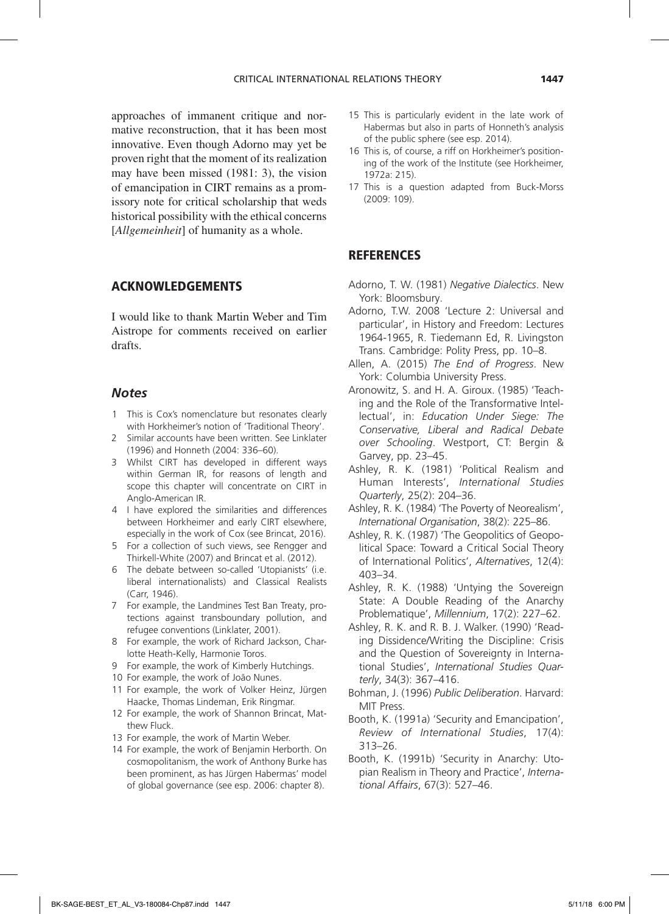approaches of immanent critique and normative reconstruction, that it has been most innovative. Even though Adorno may yet be proven right that the moment of its realization may have been missed (1981: 3), the vision of emancipation in CIRT remains as a promissory note for critical scholarship that weds historical possibility with the ethical concerns [*Allgemeinheit*] of humanity as a whole.

## ACKNOWLEDGEMENTS

I would like to thank Martin Weber and Tim Aistrope for comments received on earlier drafts.

### *Notes*

1 This is Cox's nomenclature but resonates clearly with Horkheimer's notion of 'Traditional Theory'.
2 Similar accounts have been written. See Linklater (1996) and Honneth (2004: 336–60).
3 Whilst CIRT has developed in different ways within German IR, for reasons of length and scope this chapter will concentrate on CIRT in Anglo-American IR.
4 I have explored the similarities and differences between Horkheimer and early CIRT elsewhere, especially in the work of Cox (see Brincat, 2016).
5 For a collection of such views, see Rengger and Thirkell-White (2007) and Brincat et al. (2012).
6 The debate between so-called 'Utopianists' (i.e. liberal internationalists) and Classical Realists (Carr, 1946).
7 For example, the Landmines Test Ban Treaty, protections against transboundary pollution, and refugee conventions (Linklater, 2001).
8 For example, the work of Richard Jackson, Charlotte Heath-Kelly, Harmonie Toros.
9 For example, the work of Kimberly Hutchings.
10 For example, the work of João Nunes.
11 For example, the work of Volker Heinz, Jürgen Haacke, Thomas Lindeman, Erik Ringmar.
12 For example, the work of Shannon Brincat, Matthew Fluck.
13 For example, the work of Martin Weber.
14 For example, the work of Benjamin Herborth. On cosmopolitanism, the work of Anthony Burke has been prominent, as has Jürgen Habermas' model of global governance (see esp. 2006: chapter 8).
15 This is particularly evident in the late work of Habermas but also in parts of Honneth's analysis of the public sphere (see esp. 2014).
16 This is, of course, a riff on Horkheimer's positioning of the work of the Institute (see Horkheimer, 1972a: 215).
17 This is a question adapted from Buck-Morss (2009: 109).

## REFERENCES

Adorno, T. W. (1981) *Negative Dialectics*. New York: Bloomsbury.

Adorno, T.W. 2008 'Lecture 2: Universal and particular', in History and Freedom: Lectures 1964-1965, R. Tiedemann Ed, R. Livingston Trans. Cambridge: Polity Press, pp. 10–8.

Allen, A. (2015) *The End of Progress*. New York: Columbia University Press.

Aronowitz, S. and H. A. Giroux. (1985) 'Teaching and the Role of the Transformative Intellectual', in: *Education Under Siege: The Conservative, Liberal and Radical Debate over Schooling*. Westport, CT: Bergin & Garvey, pp. 23–45.

Ashley, R. K. (1981) 'Political Realism and Human Interests', *International Studies Quarterly*, 25(2): 204–36.

Ashley, R. K. (1984) 'The Poverty of Neorealism', *International Organisation*, 38(2): 225–86.

Ashley, R. K. (1987) 'The Geopolitics of Geopolitical Space: Toward a Critical Social Theory of International Politics', *Alternatives*, 12(4): 403–34.

Ashley, R. K. (1988) 'Untying the Sovereign State: A Double Reading of the Anarchy Problematique', *Millennium*, 17(2): 227–62.

Ashley, R. K. and R. B. J. Walker. (1990) 'Reading Dissidence/Writing the Discipline: Crisis and the Question of Sovereignty in International Studies', *International Studies Quarterly*, 34(3): 367–416.

Bohman, J. (1996) *Public Deliberation*. Harvard: MIT Press.

Booth, K. (1991a) 'Security and Emancipation', *Review of International Studies*, 17(4): 313–26.

Booth, K. (1991b) 'Security in Anarchy: Utopian Realism in Theory and Practice', *International Affairs*, 67(3): 527–46.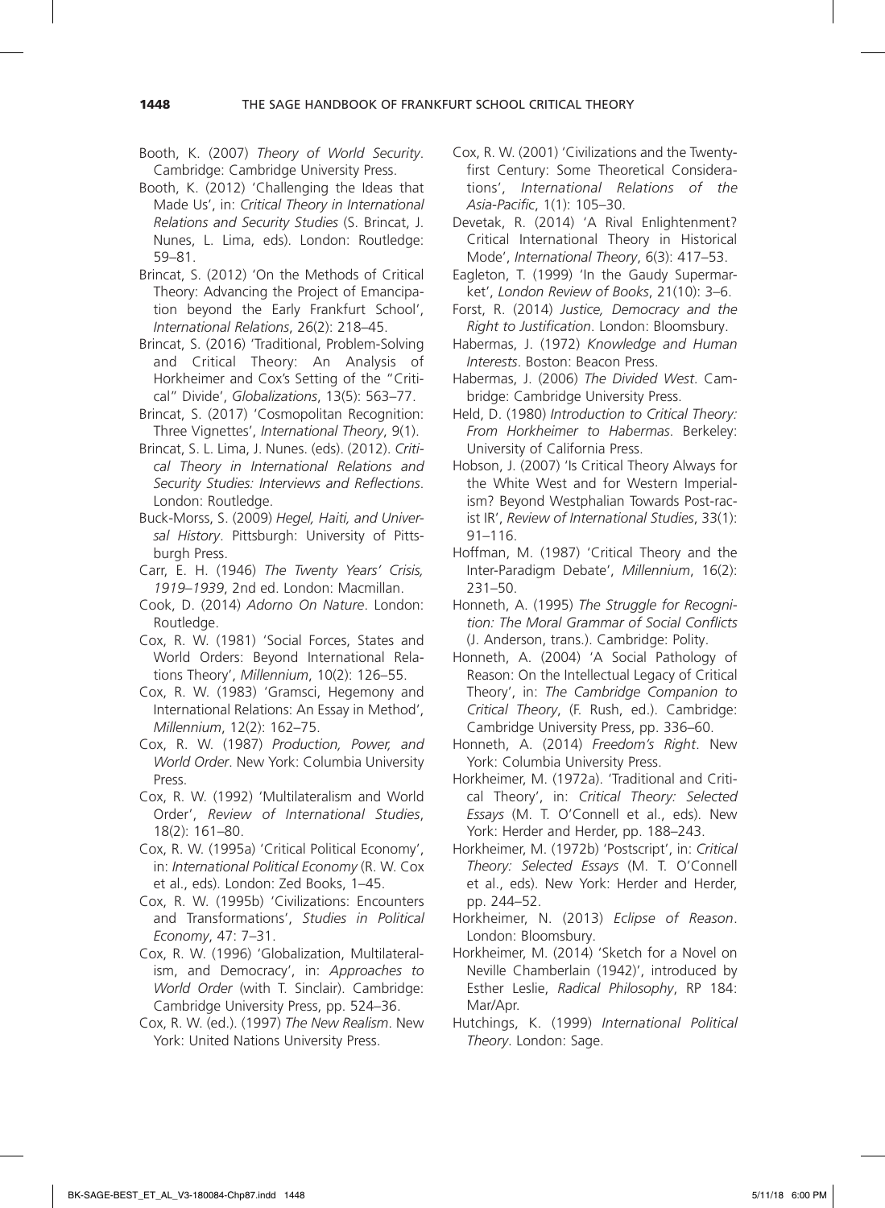Booth, K. (2007) *Theory of World Security*. Cambridge: Cambridge University Press.

Booth, K. (2012) 'Challenging the Ideas that Made Us', in: *Critical Theory in International Relations and Security Studies* (S. Brincat, J. Nunes, L. Lima, eds). London: Routledge: 59–81.

Brincat, S. (2012) 'On the Methods of Critical Theory: Advancing the Project of Emancipation beyond the Early Frankfurt School', *International Relations*, 26(2): 218–45.

Brincat, S. (2016) 'Traditional, Problem-Solving and Critical Theory: An Analysis of Horkheimer and Cox's Setting of the "Critical" Divide', *Globalizations*, 13(5): 563–77.

Brincat, S. (2017) 'Cosmopolitan Recognition: Three Vignettes', *International Theory*, 9(1).

Brincat, S. L. Lima, J. Nunes. (eds). (2012). *Critical Theory in International Relations and Security Studies: Interviews and Reflections*. London: Routledge.

Buck-Morss, S. (2009) *Hegel, Haiti, and Universal History*. Pittsburgh: University of Pittsburgh Press.

Carr, E. H. (1946) *The Twenty Years' Crisis, 1919–1939*, 2nd ed. London: Macmillan.

Cook, D. (2014) *Adorno On Nature*. London: Routledge.

Cox, R. W. (1981) 'Social Forces, States and World Orders: Beyond International Relations Theory', *Millennium*, 10(2): 126–55.

Cox, R. W. (1983) 'Gramsci, Hegemony and International Relations: An Essay in Method', *Millennium*, 12(2): 162–75.

Cox, R. W. (1987) *Production, Power, and World Order*. New York: Columbia University Press.

Cox, R. W. (1992) 'Multilateralism and World Order', *Review of International Studies*, 18(2): 161–80.

Cox, R. W. (1995a) 'Critical Political Economy', in: *International Political Economy* (R. W. Cox et al., eds). London: Zed Books, 1–45.

Cox, R. W. (1995b) 'Civilizations: Encounters and Transformations', *Studies in Political Economy*, 47: 7–31.

Cox, R. W. (1996) 'Globalization, Multilateralism, and Democracy', in: *Approaches to World Order* (with T. Sinclair). Cambridge: Cambridge University Press, pp. 524–36.

Cox, R. W. (ed.). (1997) *The New Realism*. New York: United Nations University Press.

Cox, R. W. (2001) 'Civilizations and the Twenty-first Century: Some Theoretical Considerations', *International Relations of the Asia-Pacific*, 1(1): 105–30.

Devetak, R. (2014) 'A Rival Enlightenment? Critical International Theory in Historical Mode', *International Theory*, 6(3): 417–53.

Eagleton, T. (1999) 'In the Gaudy Supermarket', *London Review of Books*, 21(10): 3–6.

Forst, R. (2014) *Justice, Democracy and the Right to Justification*. London: Bloomsbury.

Habermas, J. (1972) *Knowledge and Human Interests*. Boston: Beacon Press.

Habermas, J. (2006) *The Divided West*. Cambridge: Cambridge University Press.

Held, D. (1980) *Introduction to Critical Theory: From Horkheimer to Habermas*. Berkeley: University of California Press.

Hobson, J. (2007) 'Is Critical Theory Always for the White West and for Western Imperialism? Beyond Westphalian Towards Post-racist IR', *Review of International Studies*, 33(1): 91–116.

Hoffman, M. (1987) 'Critical Theory and the Inter-Paradigm Debate', *Millennium*, 16(2): 231–50.

Honneth, A. (1995) *The Struggle for Recognition: The Moral Grammar of Social Conflicts* (J. Anderson, trans.). Cambridge: Polity.

Honneth, A. (2004) 'A Social Pathology of Reason: On the Intellectual Legacy of Critical Theory', in: *The Cambridge Companion to Critical Theory*, (F. Rush, ed.). Cambridge: Cambridge University Press, pp. 336–60.

Honneth, A. (2014) *Freedom's Right*. New York: Columbia University Press.

Horkheimer, M. (1972a). 'Traditional and Critical Theory', in: *Critical Theory: Selected Essays* (M. T. O'Connell et al., eds). New York: Herder and Herder, pp. 188–243.

Horkheimer, M. (1972b) 'Postscript', in: *Critical Theory: Selected Essays* (M. T. O'Connell et al., eds). New York: Herder and Herder, pp. 244–52.

Horkheimer, N. (2013) *Eclipse of Reason*. London: Bloomsbury.

Horkheimer, M. (2014) 'Sketch for a Novel on Neville Chamberlain (1942)', introduced by Esther Leslie, *Radical Philosophy*, RP 184: Mar/Apr.

Hutchings, K. (1999) *International Political Theory*. London: Sage.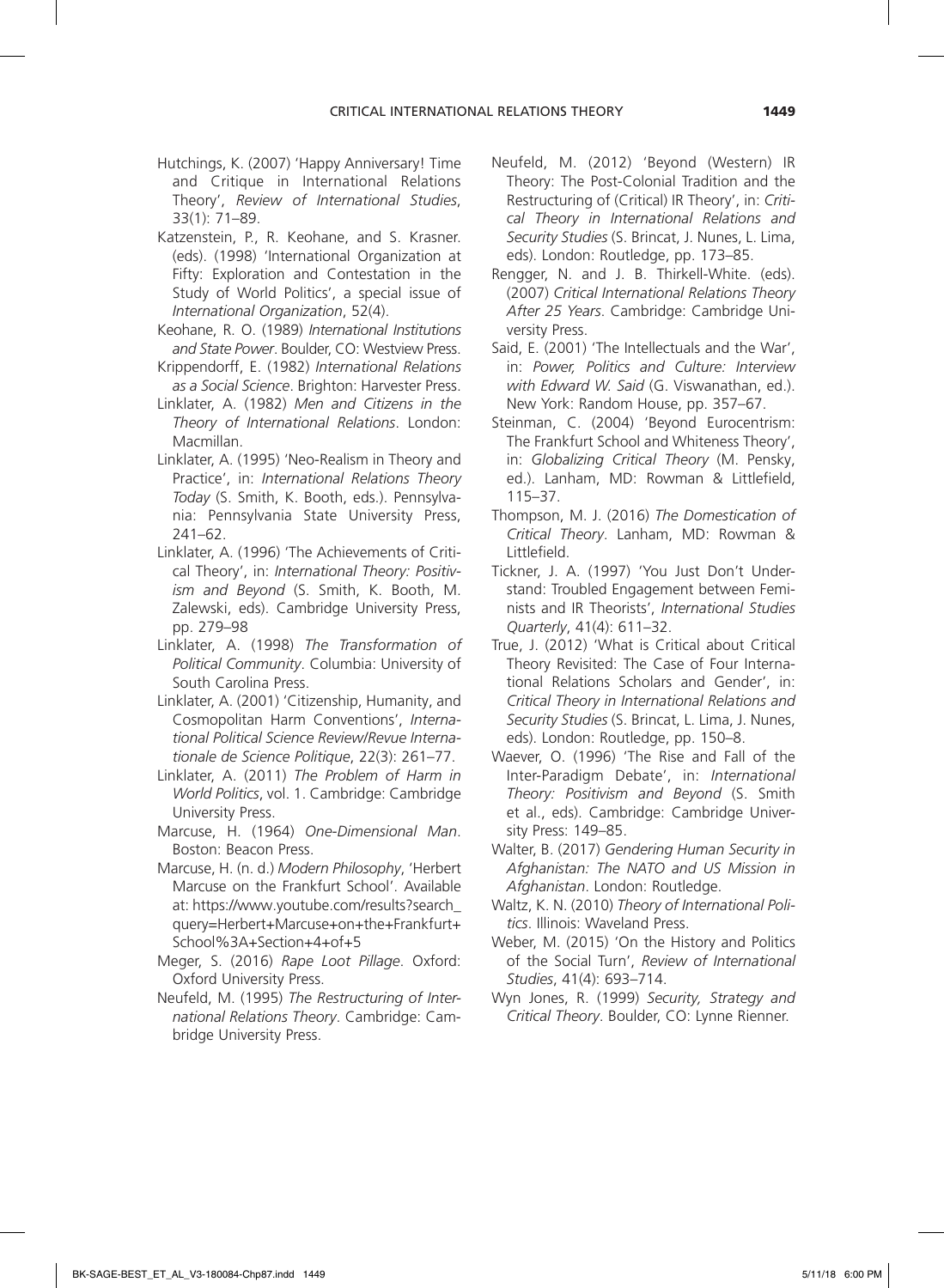Hutchings, K. (2007) 'Happy Anniversary! Time and Critique in International Relations Theory', *Review of International Studies*, 33(1): 71–89.

Katzenstein, P., R. Keohane, and S. Krasner. (eds). (1998) 'International Organization at Fifty: Exploration and Contestation in the Study of World Politics', a special issue of *International Organization*, 52(4).

Keohane, R. O. (1989) *International Institutions and State Power*. Boulder, CO: Westview Press.

Krippendorff, E. (1982) *International Relations as a Social Science*. Brighton: Harvester Press.

Linklater, A. (1982) *Men and Citizens in the Theory of International Relations*. London: Macmillan.

Linklater, A. (1995) 'Neo-Realism in Theory and Practice', in: *International Relations Theory Today* (S. Smith, K. Booth, eds.). Pennsylvania: Pennsylvania State University Press, 241–62.

Linklater, A. (1996) 'The Achievements of Critical Theory', in: *International Theory: Positivism and Beyond* (S. Smith, K. Booth, M. Zalewski, eds). Cambridge University Press, pp. 279–98

Linklater, A. (1998) *The Transformation of Political Community*. Columbia: University of South Carolina Press.

Linklater, A. (2001) 'Citizenship, Humanity, and Cosmopolitan Harm Conventions', *International Political Science Review/Revue Internationale de Science Politique*, 22(3): 261–77.

Linklater, A. (2011) *The Problem of Harm in World Politics*, vol. 1. Cambridge: Cambridge University Press.

Marcuse, H. (1964) *One-Dimensional Man*. Boston: Beacon Press.

Marcuse, H. (n. d.) *Modern Philosophy*, 'Herbert Marcuse on the Frankfurt School'. Available at: https://www.youtube.com/results?search_query=Herbert+Marcuse+on+the+Frankfurt+School%3A+Section+4+of+5

Meger, S. (2016) *Rape Loot Pillage*. Oxford: Oxford University Press.

Neufeld, M. (1995) *The Restructuring of International Relations Theory*. Cambridge: Cambridge University Press.

Neufeld, M. (2012) 'Beyond (Western) IR Theory: The Post-Colonial Tradition and the Restructuring of (Critical) IR Theory', in: *Critical Theory in International Relations and Security Studies* (S. Brincat, J. Nunes, L. Lima, eds). London: Routledge, pp. 173–85.

Rengger, N. and J. B. Thirkell-White. (eds). (2007) *Critical International Relations Theory After 25 Years*. Cambridge: Cambridge University Press.

Said, E. (2001) 'The Intellectuals and the War', in: *Power, Politics and Culture: Interview with Edward W. Said* (G. Viswanathan, ed.). New York: Random House, pp. 357–67.

Steinman, C. (2004) 'Beyond Eurocentrism: The Frankfurt School and Whiteness Theory', in: *Globalizing Critical Theory* (M. Pensky, ed.). Lanham, MD: Rowman & Littlefield, 115–37.

Thompson, M. J. (2016) *The Domestication of Critical Theory*. Lanham, MD: Rowman & Littlefield.

Tickner, J. A. (1997) 'You Just Don't Understand: Troubled Engagement between Feminists and IR Theorists', *International Studies Quarterly*, 41(4): 611–32.

True, J. (2012) 'What is Critical about Critical Theory Revisited: The Case of Four International Relations Scholars and Gender', in: *Critical Theory in International Relations and Security Studies* (S. Brincat, L. Lima, J. Nunes, eds). London: Routledge, pp. 150–8.

Waever, O. (1996) 'The Rise and Fall of the Inter-Paradigm Debate', in: *International Theory: Positivism and Beyond* (S. Smith et al., eds). Cambridge: Cambridge University Press: 149–85.

Walter, B. (2017) *Gendering Human Security in Afghanistan: The NATO and US Mission in Afghanistan*. London: Routledge.

Waltz, K. N. (2010) *Theory of International Politics*. Illinois: Waveland Press.

Weber, M. (2015) 'On the History and Politics of the Social Turn', *Review of International Studies*, 41(4): 693–714.

Wyn Jones, R. (1999) *Security, Strategy and Critical Theory*. Boulder, CO: Lynne Rienner.